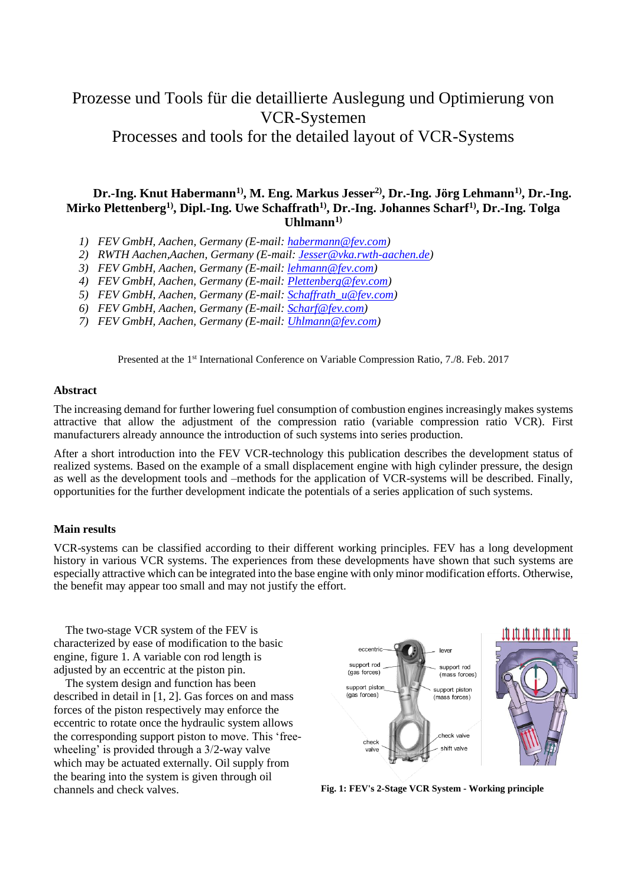# Prozesse und Tools für die detaillierte Auslegung und Optimierung von VCR-Systemen

# Processes and tools for the detailed layout of VCR-Systems

**Dr.-Ing. Knut Habermann[1], M. Eng. Markus Jesser[2], Dr.-Ing. Jörg Lehmann[1], Dr.-Ing. Mirko Plettenberg[1], Dipl.-Ing. Uwe Schaffrath[1], Dr.-Ing. Johannes Scharf[1], Dr.-Ing. Tolga Uhlmann[1]**

1) *FEV GmbH, Aachen, Germany (E-mail: habermann@fev.com)*
2) *RWTH Aachen,Aachen, Germany (E-mail: Jesser@vka.rwth-aachen.de)*
3) *FEV GmbH, Aachen, Germany (E-mail: lehmann@fev.com)*
4) *FEV GmbH, Aachen, Germany (E-mail: Plettenberg@fev.com)*
5) *FEV GmbH, Aachen, Germany (E-mail: Schaffrath_u@fev.com)*
6) *FEV GmbH, Aachen, Germany (E-mail: Scharf@fev.com)*
7) *FEV GmbH, Aachen, Germany (E-mail: Uhlmann@fev.com)*

Presented at the 1st International Conference on Variable Compression Ratio, 7./8. Feb. 2017

### Abstract

The increasing demand for further lowering fuel consumption of combustion engines increasingly makes systems attractive that allow the adjustment of the compression ratio (variable compression ratio VCR). First manufacturers already announce the introduction of such systems into series production.

After a short introduction into the FEV VCR-technology this publication describes the development status of realized systems. Based on the example of a small displacement engine with high cylinder pressure, the design as well as the development tools and –methods for the application of VCR-systems will be described. Finally, opportunities for the further development indicate the potentials of a series application of such systems.

### Main results

VCR-systems can be classified according to their different working principles. FEV has a long development history in various VCR systems. The experiences from these developments have shown that such systems are especially attractive which can be integrated into the base engine with only minor modification efforts. Otherwise, the benefit may appear too small and may not justify the effort.

The two-stage VCR system of the FEV is characterized by ease of modification to the basic engine, figure 1. A variable con rod length is adjusted by an eccentric at the piston pin.

The system design and function has been described in detail in [1, 2]. Gas forces on and mass forces of the piston respectively may enforce the eccentric to rotate once the hydraulic system allows the corresponding support piston to move. This 'free-wheeling' is provided through a 3/2-way valve which may be actuated externally. Oil supply from the bearing into the system is given through oil channels and check valves.

eccentric
lever
support rod (gas forces)
support rod (mass forces)
support piston (gas forces)
support piston (mass forces)
check valve
check valve
shift valve

**Fig. 1: FEV's 2-Stage VCR System - Working principle**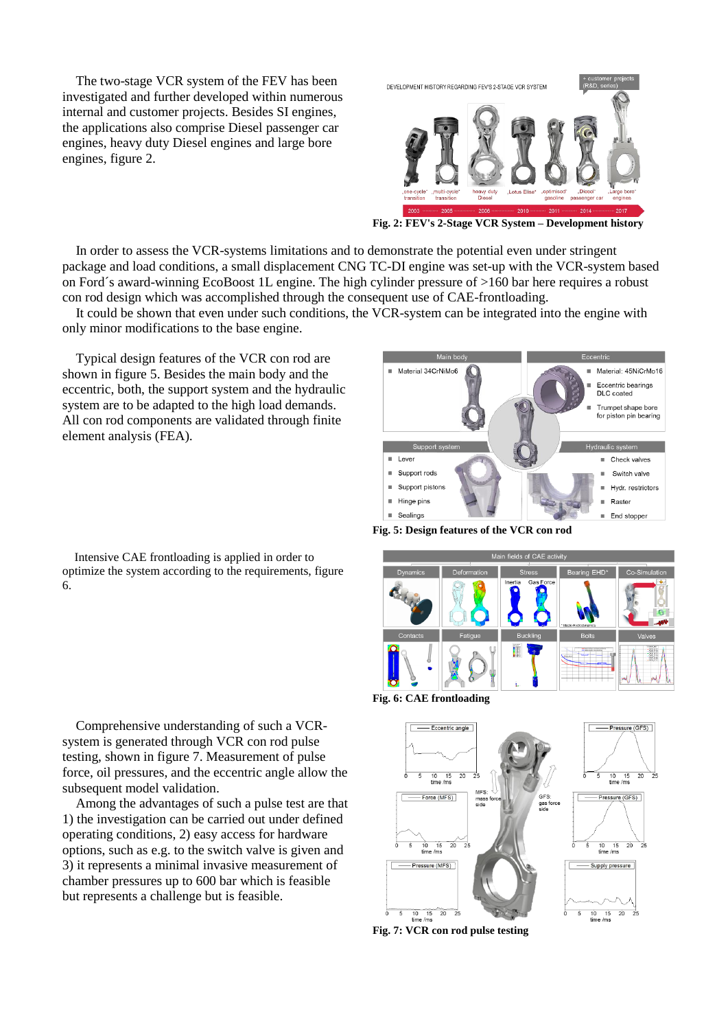The two-stage VCR system of the FEV has been investigated and further developed within numerous internal and customer projects. Besides SI engines, the applications also comprise Diesel passenger car engines, heavy duty Diesel engines and large bore engines, figure 2.

**Fig. 2: FEV's 2-Stage VCR System – Development history**

In order to assess the VCR-systems limitations and to demonstrate the potential even under stringent package and load conditions, a small displacement CNG TC-DI engine was set-up with the VCR-system based on Ford´s award-winning EcoBoost 1L engine. The high cylinder pressure of >160 bar here requires a robust con rod design which was accomplished through the consequent use of CAE-frontloading.

It could be shown that even under such conditions, the VCR-system can be integrated into the engine with only minor modifications to the base engine.

Typical design features of the VCR con rod are shown in figure 5. Besides the main body and the eccentric, both, the support system and the hydraulic system are to be adapted to the high load demands. All con rod components are validated through finite element analysis (FEA).

**Fig. 5: Design features of the VCR con rod**

Intensive CAE frontloading is applied in order to optimize the system according to the requirements, figure 6.

**Fig. 6: CAE frontloading**

Comprehensive understanding of such a VCR-system is generated through VCR con rod pulse testing, shown in figure 7. Measurement of pulse force, oil pressures, and the eccentric angle allow the subsequent model validation.

Among the advantages of such a pulse test are that 1) the investigation can be carried out under defined operating conditions, 2) easy access for hardware options, such as e.g. to the switch valve is given and 3) it represents a minimal invasive measurement of chamber pressures up to 600 bar which is feasible but represents a challenge but is feasible.

**Fig. 7: VCR con rod pulse testing**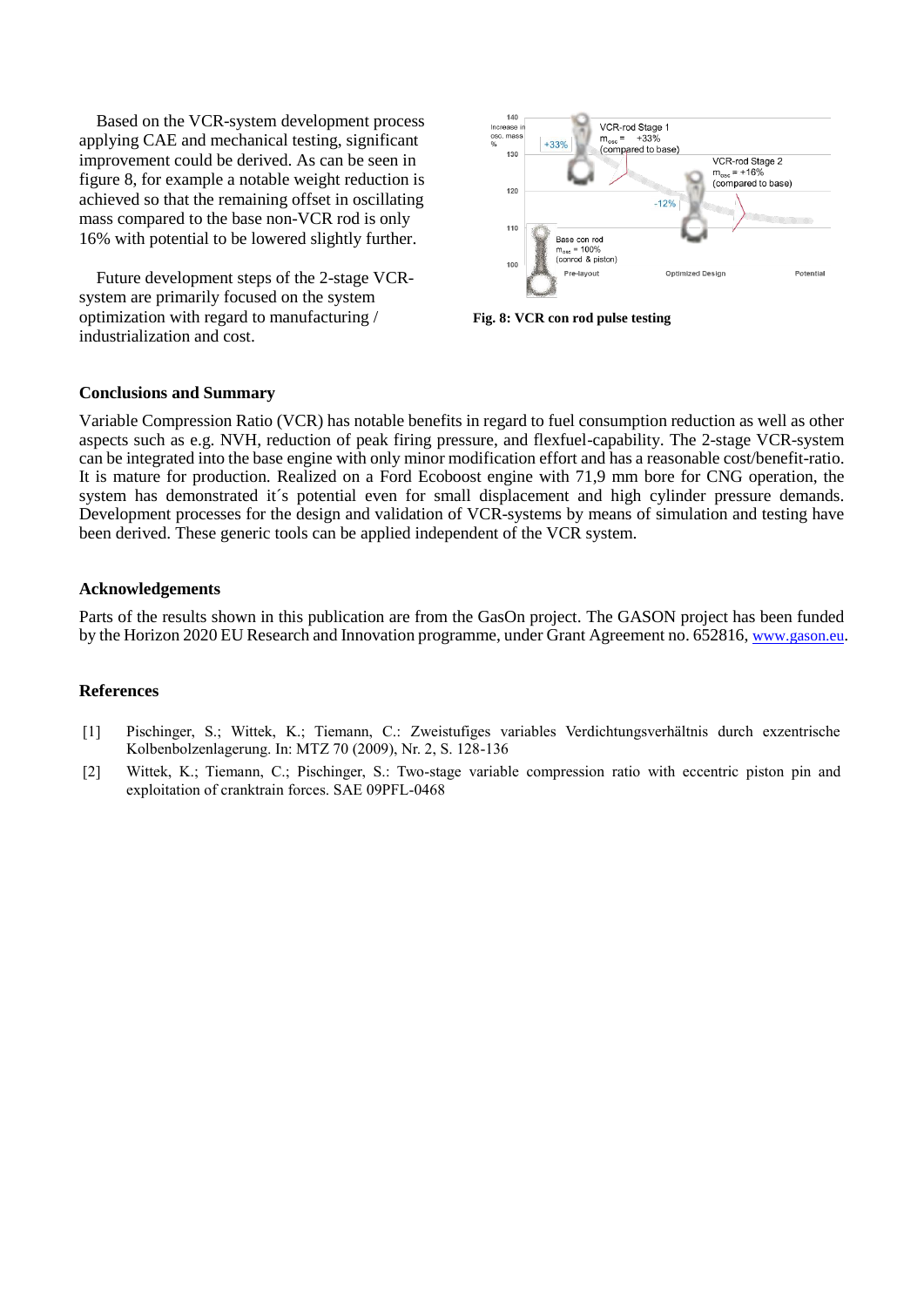Based on the VCR-system development process applying CAE and mechanical testing, significant improvement could be derived. As can be seen in figure 8, for example a notable weight reduction is achieved so that the remaining offset in oscillating mass compared to the base non-VCR rod is only 16% with potential to be lowered slightly further.

Future development steps of the 2-stage VCR-system are primarily focused on the system optimization with regard to manufacturing / industrialization and cost.

140
Increase in osc. mass %
130
120
110
100
+33%
VCR-rod Stage 1
$m_{osc}$ = +33%
(compared to base)
VCR-rod Stage 2
$m_{osc}$ = +16%
(compared to base)
-12%
Base con rod
$m_{osc}$ = 100%
(conrod & piston)
Pre-layout
Optimized Design
Potential

**Fig. 8: VCR con rod pulse testing**

## Conclusions and Summary

Variable Compression Ratio (VCR) has notable benefits in regard to fuel consumption reduction as well as other aspects such as e.g. NVH, reduction of peak firing pressure, and flexfuel-capability. The 2-stage VCR-system can be integrated into the base engine with only minor modification effort and has a reasonable cost/benefit-ratio. It is mature for production. Realized on a Ford Ecoboost engine with 71,9 mm bore for CNG operation, the system has demonstrated it´s potential even for small displacement and high cylinder pressure demands. Development processes for the design and validation of VCR-systems by means of simulation and testing have been derived. These generic tools can be applied independent of the VCR system.

## Acknowledgements

Parts of the results shown in this publication are from the GasOn project. The GASON project has been funded by the Horizon 2020 EU Research and Innovation programme, under Grant Agreement no. 652816, www.gason.eu.

## References

[1] Pischinger, S.; Wittek, K.; Tiemann, C.: Zweistufiges variables Verdichtungsverhältnis durch exzentrische Kolbenbolzenlagerung. In: MTZ 70 (2009), Nr. 2, S. 128-136

[2] Wittek, K.; Tiemann, C.; Pischinger, S.: Two-stage variable compression ratio with eccentric piston pin and exploitation of cranktrain forces. SAE 09PFL-0468